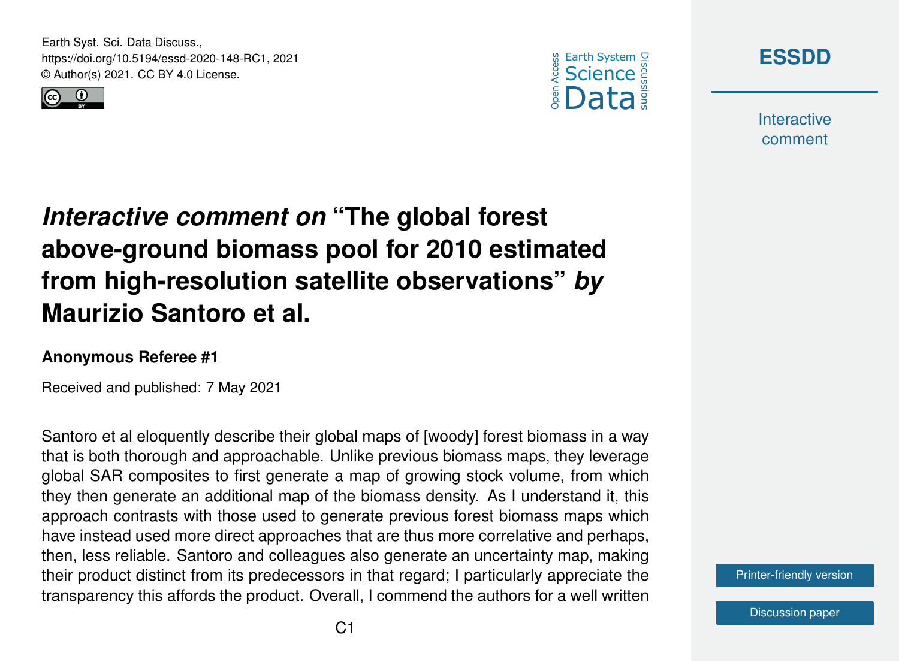# *Interactive comment on* "The global forest above-ground biomass pool for 2010 estimated from high-resolution satellite observations" *by* Maurizio Santoro et al.

**Anonymous Referee #1**

Received and published: 7 May 2021

Santoro et al eloquently describe their global maps of [woody] forest biomass in a way that is both thorough and approachable. Unlike previous biomass maps, they leverage global SAR composites to first generate a map of growing stock volume, from which they then generate an additional map of the biomass density. As I understand it, this approach contrasts with those used to generate previous forest biomass maps which have instead used more direct approaches that are thus more correlative and perhaps, then, less reliable. Santoro and colleagues also generate an uncertainty map, making their product distinct from its predecessors in that regard; I particularly appreciate the transparency this affords the product. Overall, I commend the authors for a well written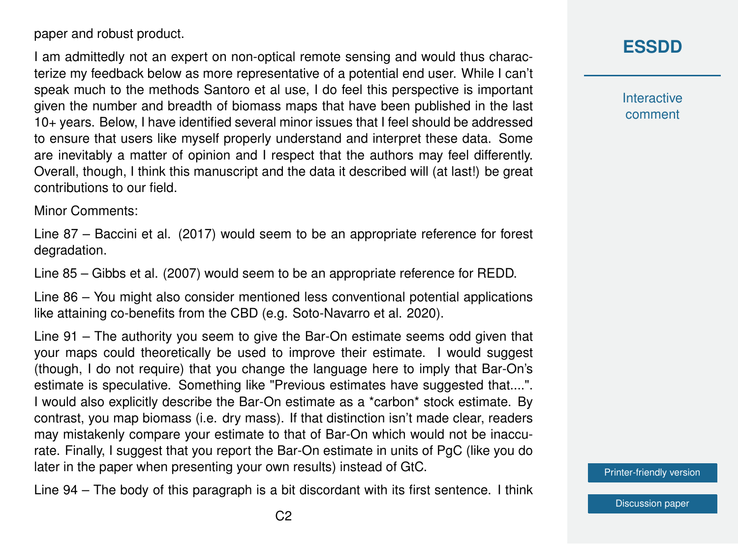paper and robust product.

I am admittedly not an expert on non-optical remote sensing and would thus characterize my feedback below as more representative of a potential end user. While I can't speak much to the methods Santoro et al use, I do feel this perspective is important given the number and breadth of biomass maps that have been published in the last 10+ years. Below, I have identified several minor issues that I feel should be addressed to ensure that users like myself properly understand and interpret these data. Some are inevitably a matter of opinion and I respect that the authors may feel differently. Overall, though, I think this manuscript and the data it described will (at last!) be great contributions to our field.

Minor Comments:

Line 87 – Baccini et al. (2017) would seem to be an appropriate reference for forest degradation.

Line 85 – Gibbs et al. (2007) would seem to be an appropriate reference for REDD.

Line 86 – You might also consider mentioned less conventional potential applications like attaining co-benefits from the CBD (e.g. Soto-Navarro et al. 2020).

Line 91 – The authority you seem to give the Bar-On estimate seems odd given that your maps could theoretically be used to improve their estimate. I would suggest (though, I do not require) that you change the language here to imply that Bar-On's estimate is speculative. Something like "Previous estimates have suggested that....". I would also explicitly describe the Bar-On estimate as a *carbon* stock estimate. By contrast, you map biomass (i.e. dry mass). If that distinction isn't made clear, readers may mistakenly compare your estimate to that of Bar-On which would not be inaccurate. Finally, I suggest that you report the Bar-On estimate in units of PgC (like you do later in the paper when presenting your own results) instead of GtC.

Line 94 – The body of this paragraph is a bit discordant with its first sentence. I think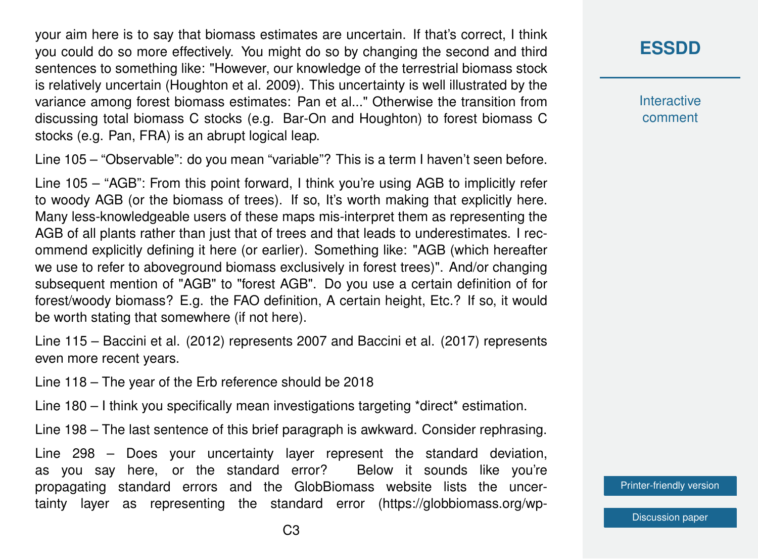your aim here is to say that biomass estimates are uncertain. If that's correct, I think you could do so more effectively. You might do so by changing the second and third sentences to something like: "However, our knowledge of the terrestrial biomass stock is relatively uncertain (Houghton et al. 2009). This uncertainty is well illustrated by the variance among forest biomass estimates: Pan et al..." Otherwise the transition from discussing total biomass C stocks (e.g. Bar-On and Houghton) to forest biomass C stocks (e.g. Pan, FRA) is an abrupt logical leap.

Line 105 – "Observable": do you mean "variable"? This is a term I haven't seen before.

Line 105 – "AGB": From this point forward, I think you're using AGB to implicitly refer to woody AGB (or the biomass of trees). If so, It's worth making that explicitly here. Many less-knowledgeable users of these maps mis-interpret them as representing the AGB of all plants rather than just that of trees and that leads to underestimates. I recommend explicitly defining it here (or earlier). Something like: "AGB (which hereafter we use to refer to aboveground biomass exclusively in forest trees)". And/or changing subsequent mention of "AGB" to "forest AGB". Do you use a certain definition of for forest/woody biomass? E.g. the FAO definition, A certain height, Etc.? If so, it would be worth stating that somewhere (if not here).

Line 115 – Baccini et al. (2012) represents 2007 and Baccini et al. (2017) represents even more recent years.

Line 118 – The year of the Erb reference should be 2018

Line 180 – I think you specifically mean investigations targeting *direct* estimation.

Line 198 – The last sentence of this brief paragraph is awkward. Consider rephrasing.

Line 298 – Does your uncertainty layer represent the standard deviation, as you say here, or the standard error? Below it sounds like you're propagating standard errors and the GlobBiomass website lists the uncertainty layer as representing the standard error (https://globbiomass.org/wp-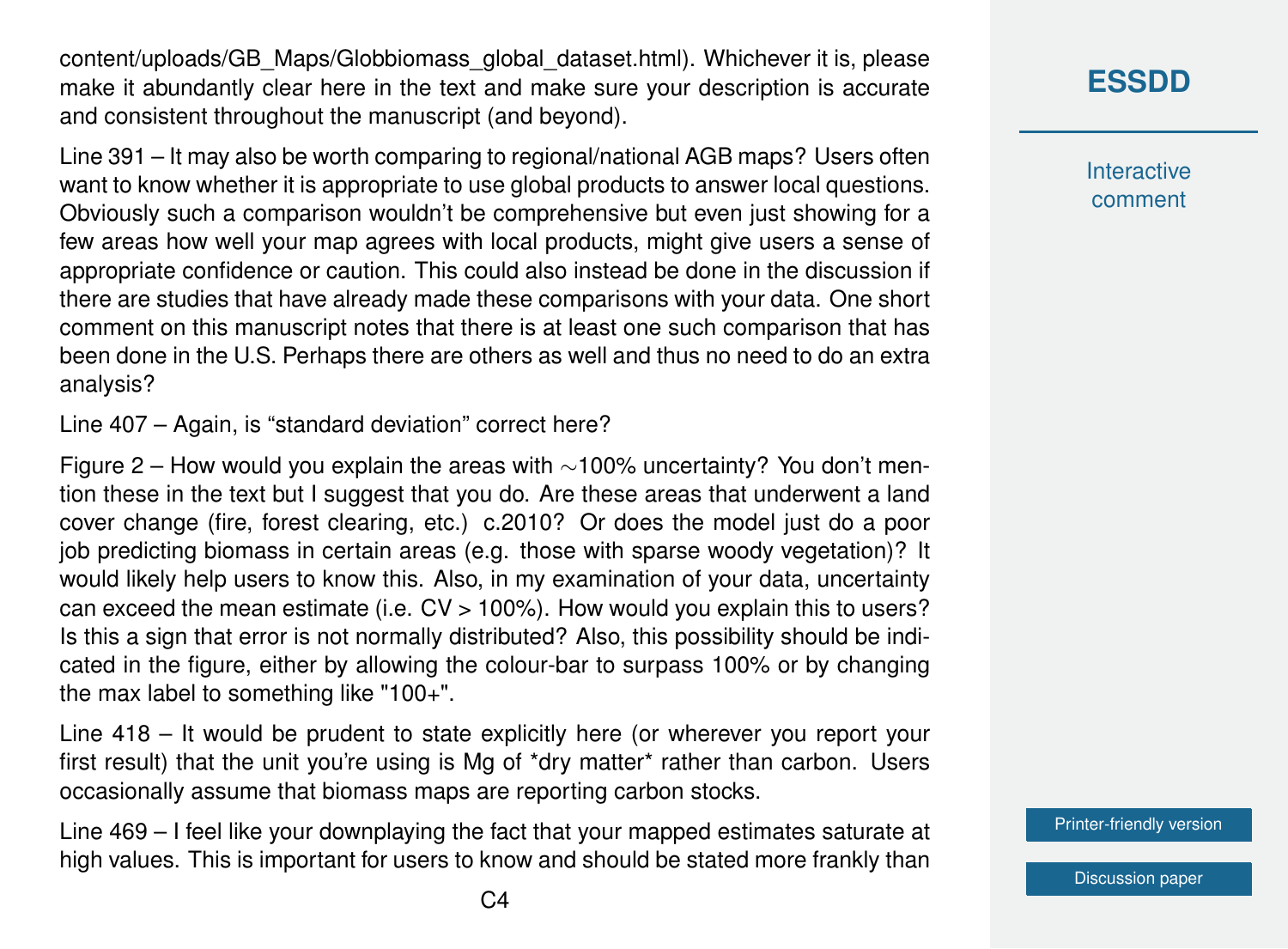content/uploads/GB_Maps/Globbiomass_global_dataset.html). Whichever it is, please make it abundantly clear here in the text and make sure your description is accurate and consistent throughout the manuscript (and beyond).

Line 391 – It may also be worth comparing to regional/national AGB maps? Users often want to know whether it is appropriate to use global products to answer local questions. Obviously such a comparison wouldn't be comprehensive but even just showing for a few areas how well your map agrees with local products, might give users a sense of appropriate confidence or caution. This could also instead be done in the discussion if there are studies that have already made these comparisons with your data. One short comment on this manuscript notes that there is at least one such comparison that has been done in the U.S. Perhaps there are others as well and thus no need to do an extra analysis?

Line 407 – Again, is "standard deviation" correct here?

Figure 2 – How would you explain the areas with ∼100% uncertainty? You don't mention these in the text but I suggest that you do. Are these areas that underwent a land cover change (fire, forest clearing, etc.) c.2010? Or does the model just do a poor job predicting biomass in certain areas (e.g. those with sparse woody vegetation)? It would likely help users to know this. Also, in my examination of your data, uncertainty can exceed the mean estimate (i.e. CV > 100%). How would you explain this to users? Is this a sign that error is not normally distributed? Also, this possibility should be indicated in the figure, either by allowing the colour-bar to surpass 100% or by changing the max label to something like "100+".

Line 418 – It would be prudent to state explicitly here (or wherever you report your first result) that the unit you're using is Mg of *dry matter* rather than carbon. Users occasionally assume that biomass maps are reporting carbon stocks.

Line 469 – I feel like your downplaying the fact that your mapped estimates saturate at high values. This is important for users to know and should be stated more frankly than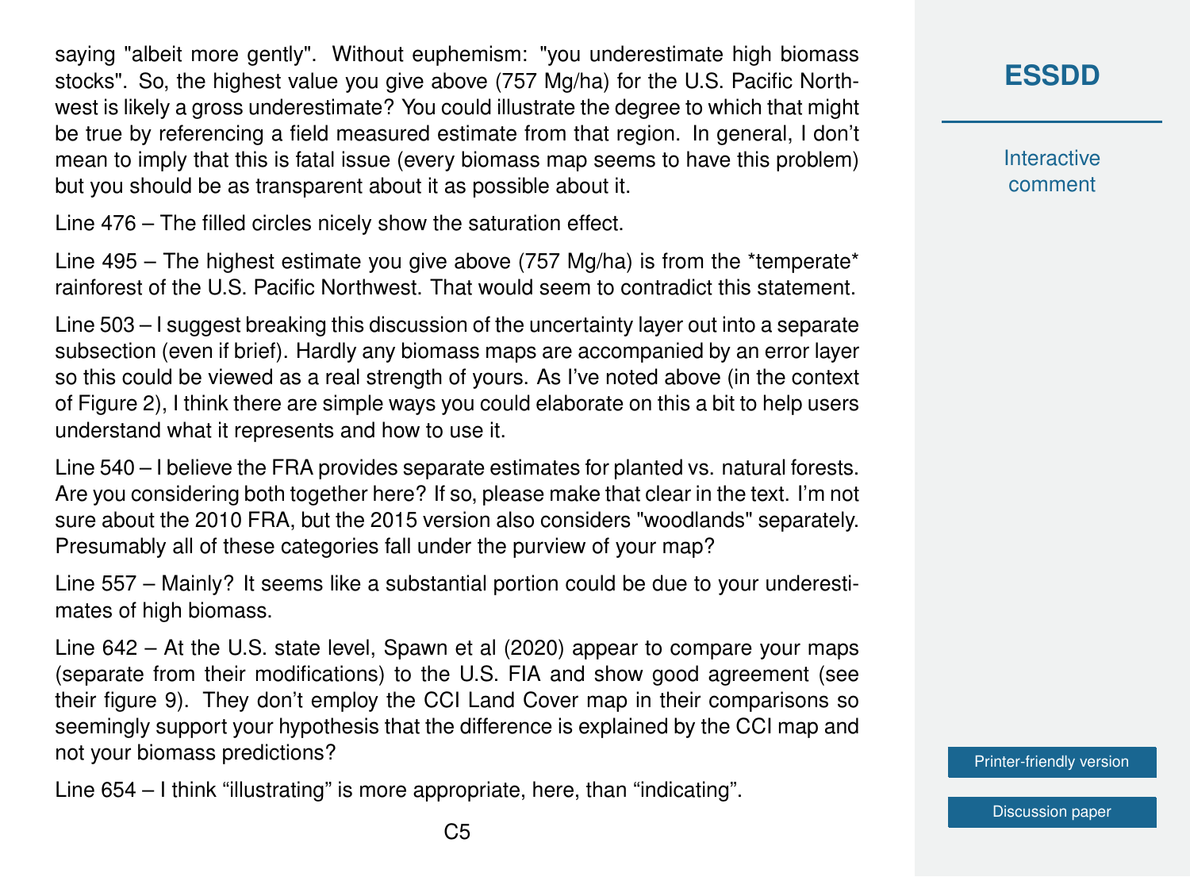saying "albeit more gently". Without euphemism: "you underestimate high biomass stocks". So, the highest value you give above (757 Mg/ha) for the U.S. Pacific Northwest is likely a gross underestimate? You could illustrate the degree to which that might be true by referencing a field measured estimate from that region. In general, I don't mean to imply that this is fatal issue (every biomass map seems to have this problem) but you should be as transparent about it as possible about it.

Line 476 – The filled circles nicely show the saturation effect.

Line 495 – The highest estimate you give above (757 Mg/ha) is from the *temperate* rainforest of the U.S. Pacific Northwest. That would seem to contradict this statement.

Line 503 – I suggest breaking this discussion of the uncertainty layer out into a separate subsection (even if brief). Hardly any biomass maps are accompanied by an error layer so this could be viewed as a real strength of yours. As I've noted above (in the context of Figure 2), I think there are simple ways you could elaborate on this a bit to help users understand what it represents and how to use it.

Line 540 – I believe the FRA provides separate estimates for planted vs. natural forests. Are you considering both together here? If so, please make that clear in the text. I'm not sure about the 2010 FRA, but the 2015 version also considers "woodlands" separately. Presumably all of these categories fall under the purview of your map?

Line 557 – Mainly? It seems like a substantial portion could be due to your underestimates of high biomass.

Line 642 – At the U.S. state level, Spawn et al (2020) appear to compare your maps (separate from their modifications) to the U.S. FIA and show good agreement (see their figure 9). They don't employ the CCI Land Cover map in their comparisons so seemingly support your hypothesis that the difference is explained by the CCI map and not your biomass predictions?

Line 654 – I think "illustrating" is more appropriate, here, than "indicating".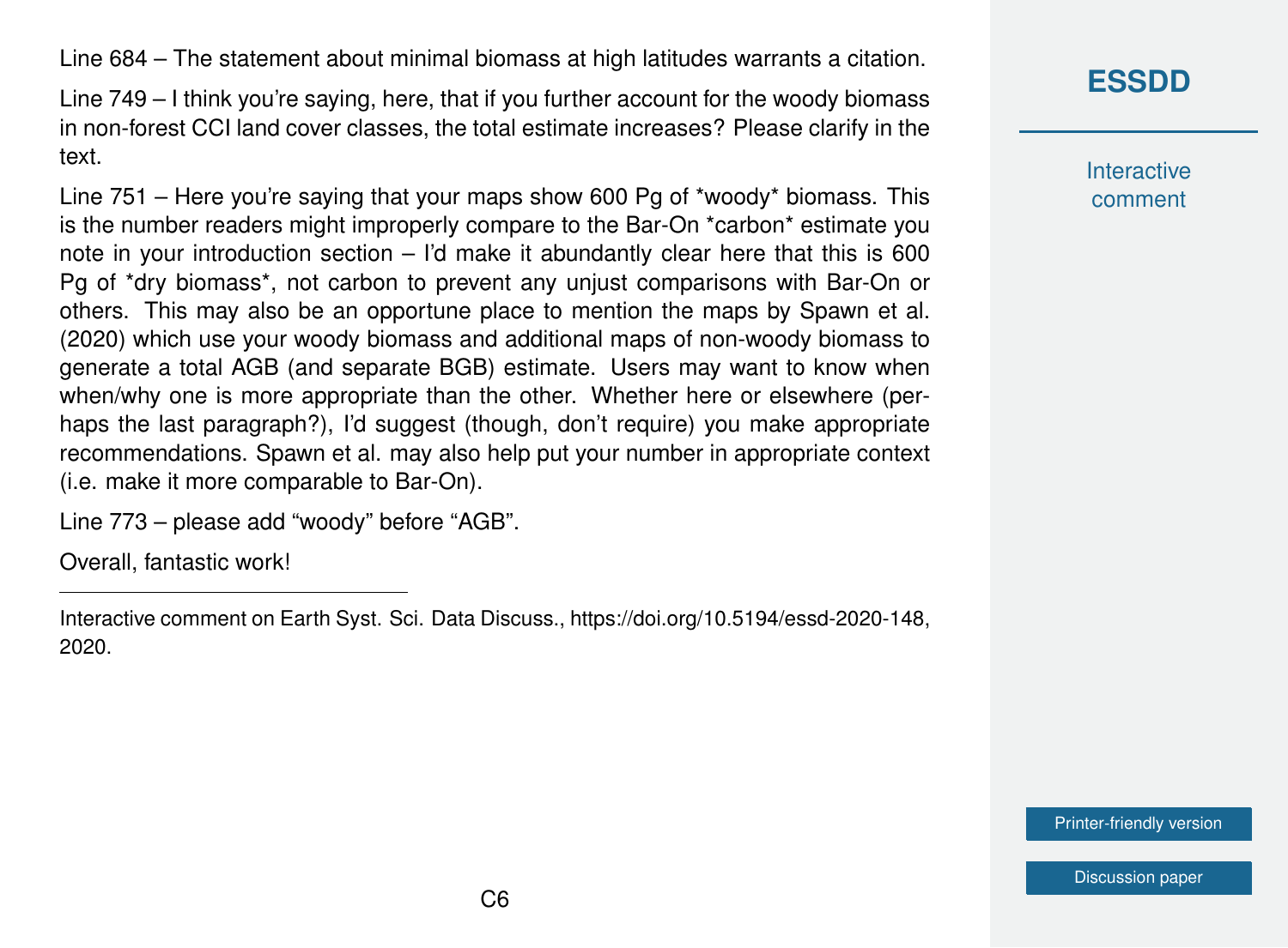Line 684 – The statement about minimal biomass at high latitudes warrants a citation.

Line 749 – I think you're saying, here, that if you further account for the woody biomass in non-forest CCI land cover classes, the total estimate increases? Please clarify in the text.

Line 751 – Here you're saying that your maps show 600 Pg of *woody* biomass. This is the number readers might improperly compare to the Bar-On *carbon* estimate you note in your introduction section – I'd make it abundantly clear here that this is 600 Pg of *dry biomass*, not carbon to prevent any unjust comparisons with Bar-On or others. This may also be an opportune place to mention the maps by Spawn et al. (2020) which use your woody biomass and additional maps of non-woody biomass to generate a total AGB (and separate BGB) estimate. Users may want to know when when/why one is more appropriate than the other. Whether here or elsewhere (perhaps the last paragraph?), I'd suggest (though, don't require) you make appropriate recommendations. Spawn et al. may also help put your number in appropriate context (i.e. make it more comparable to Bar-On).

Line 773 – please add "woody" before "AGB".

Overall, fantastic work!

---

Interactive comment on Earth Syst. Sci. Data Discuss., https://doi.org/10.5194/essd-2020-148, 2020.